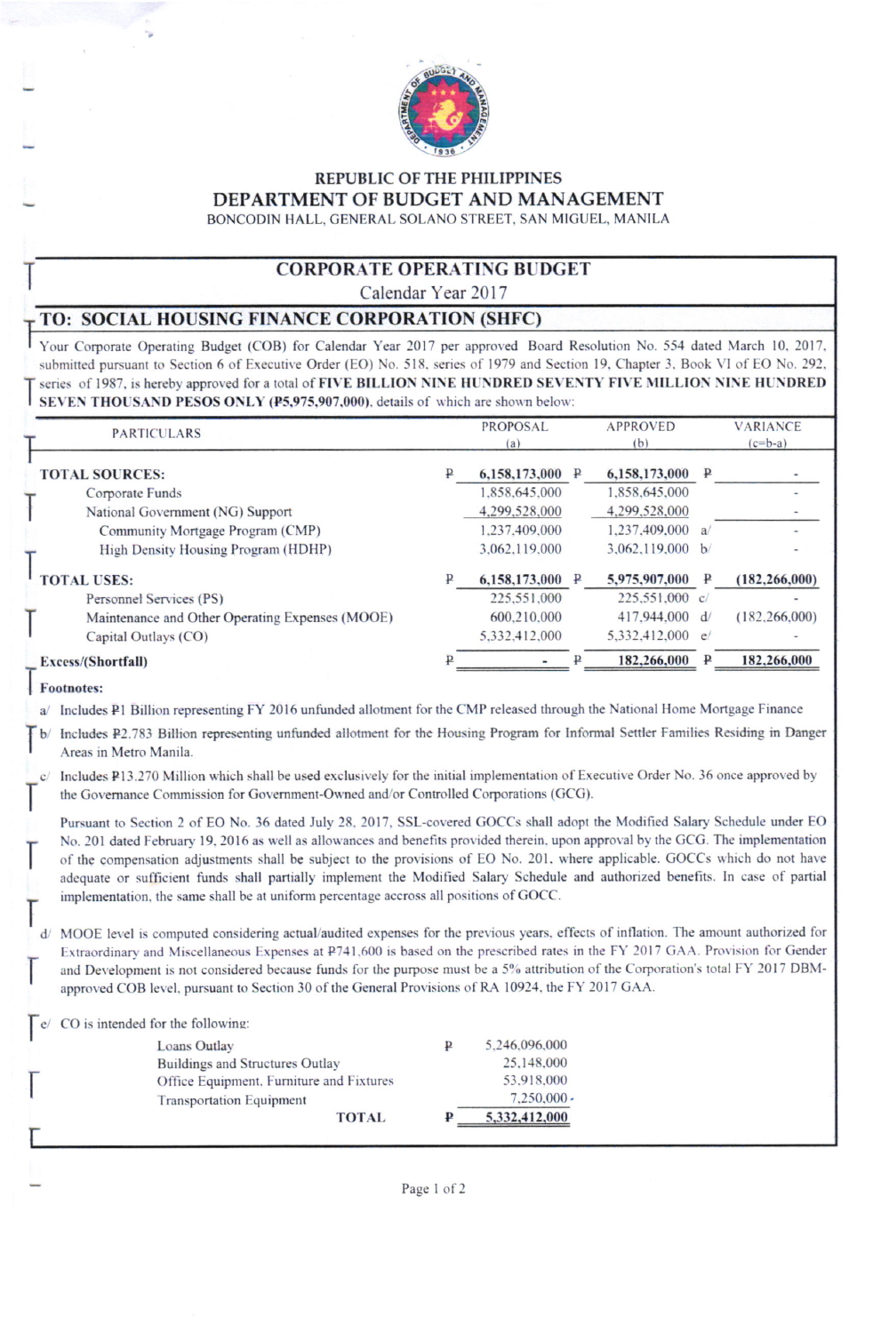REPUBLIC OF THE PHILIPPINES

# DEPARTMENT OF BUDGET AND MANAGEMENT

BONCODIN HALL, GENERAL SOLANO STREET, SAN MIGUEL, MANILA

## CORPORATE OPERATING BUDGET

Calendar Year 2017

## TO: SOCIAL HOUSING FINANCE CORPORATION (SHFC)

Your Corporate Operating Budget (COB) for Calendar Year 2017 per approved Board Resolution No. 554 dated March 10, 2017, submitted pursuant to Section 6 of Executive Order (EO) No. 518, series of 1979 and Section 19, Chapter 3, Book VI of EO No. 292, series of 1987, is hereby approved for a total of **FIVE BILLION NINE HUNDRED SEVENTY FIVE MILLION NINE HUNDRED SEVEN THOUSAND PESOS ONLY (₱5,975,907,000)**, details of which are shown below:

| PARTICULARS | PROPOSAL (a) | APPROVED (b) | | VARIANCE (c=b-a) |
|---|---|---|---|---|
| **TOTAL SOURCES:** | ₱ 6,158,173,000 | ₱ 6,158,173,000 | | ₱ - |
| Corporate Funds | 1,858,645,000 | 1,858,645,000 | | - |
| National Government (NG) Support | 4,299,528,000 | 4,299,528,000 | | - |
| Community Mortgage Program (CMP) | 1,237,409,000 | 1,237,409,000 | a/ | - |
| High Density Housing Program (HDHP) | 3,062,119,000 | 3,062,119,000 | b/ | - |
| **TOTAL USES:** | ₱ 6,158,173,000 | ₱ 5,975,907,000 | | ₱ (182,266,000) |
| Personnel Services (PS) | 225,551,000 | 225,551,000 | c/ | - |
| Maintenance and Other Operating Expenses (MOOE) | 600,210,000 | 417,944,000 | d/ | (182,266,000) |
| Capital Outlays (CO) | 5,332,412,000 | 5,332,412,000 | e/ | - |
| **Excess/(Shortfall)** | ₱ - | ₱ 182,266,000 | | ₱ 182,266,000 |

**Footnotes:**

a/ Includes ₱1 Billion representing FY 2016 unfunded allotment for the CMP released through the National Home Mortgage Finance

b/ Includes ₱2.783 Billion representing unfunded allotment for the Housing Program for Informal Settler Families Residing in Danger Areas in Metro Manila.

c/ Includes ₱13.270 Million which shall be used exclusively for the initial implementation of Executive Order No. 36 once approved by the Governance Commission for Government-Owned and/or Controlled Corporations (GCG).

Pursuant to Section 2 of EO No. 36 dated July 28, 2017, SSL-covered GOCCs shall adopt the Modified Salary Schedule under EO No. 201 dated February 19, 2016 as well as allowances and benefits provided therein, upon approval by the GCG. The implementation of the compensation adjustments shall be subject to the provisions of EO No. 201, where applicable. GOCCs which do not have adequate or sufficient funds shall partially implement the Modified Salary Schedule and authorized benefits. In case of partial implementation, the same shall be at uniform percentage accross all positions of GOCC.

d/ MOOE level is computed considering actual/audited expenses for the previous years, effects of inflation. The amount authorized for Extraordinary and Miscellaneous Expenses at ₱741,600 is based on the prescribed rates in the FY 2017 GAA. Provision for Gender and Development is not considered because funds for the purpose must be a 5% attribution of the Corporation's total FY 2017 DBM-approved COB level, pursuant to Section 30 of the General Provisions of RA 10924, the FY 2017 GAA.

e/ CO is intended for the following:

| | | |
|---|---|---|
| Loans Outlay | ₱ | 5,246,096,000 |
| Buildings and Structures Outlay | | 25,148,000 |
| Office Equipment, Furniture and Fixtures | | 53,918,000 |
| Transportation Equipment | | 7,250,000 |
| **TOTAL** | ₱ | 5,332,412,000 |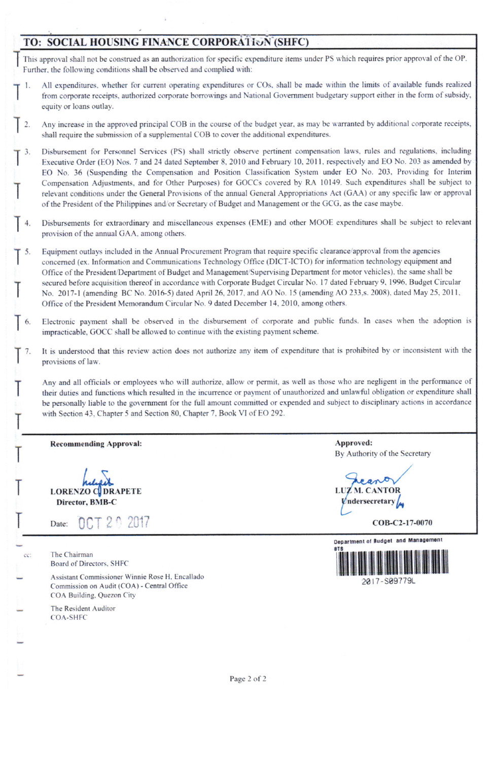## TO: SOCIAL HOUSING FINANCE CORPORATION (SHFC)

This approval shall not be construed as an authorization for specific expenditure items under PS which requires prior approval of the OP. Further, the following conditions shall be observed and complied with:

1. All expenditures, whether for current operating expenditures or COs, shall be made within the limits of available funds realized from corporate receipts, authorized corporate borrowings and National Government budgetary support either in the form of subsidy, equity or loans outlay.

2. Any increase in the approved principal COB in the course of the budget year, as may be warranted by additional corporate receipts, shall require the submission of a supplemental COB to cover the additional expenditures.

3. Disbursement for Personnel Services (PS) shall strictly observe pertinent compensation laws, rules and regulations, including Executive Order (EO) Nos. 7 and 24 dated September 8, 2010 and February 10, 2011, respectively and EO No. 203 as amended by EO No. 36 (Suspending the Compensation and Position Classification System under EO No. 203, Providing for Interim Compensation Adjustments, and for Other Purposes) for GOCCs covered by RA 10149. Such expenditures shall be subject to relevant conditions under the General Provisions of the annual General Appropriations Act (GAA) or any specific law or approval of the President of the Philippines and/or Secretary of Budget and Management or the GCG, as the case maybe.

4. Disbursements for extraordinary and miscellaneous expenses (EME) and other MOOE expenditures shall be subject to relevant provision of the annual GAA, among others.

5. Equipment outlays included in the Annual Procurement Program that require specific clearance/approval from the agencies concerned (ex. Information and Communications Technology Office (DICT-ICTO) for information technology equipment and Office of the President/Department of Budget and Management/Supervising Department for motor vehicles), the same shall be secured before acquisition thereof in accordance with Corporate Budget Circular No. 17 dated February 9, 1996, Budget Circular No. 2017-1 (amending BC No. 2016-5) dated April 26, 2017, and AO No. 15 (amending AO 233,s. 2008), dated May 25, 2011, Office of the President Memorandum Circular No. 9 dated December 14, 2010, among others.

6. Electronic payment shall be observed in the disbursement of corporate and public funds. In cases when the adoption is impracticable, GOCC shall be allowed to continue with the existing payment scheme.

7. It is understood that this review action does not authorize any item of expenditure that is prohibited by or inconsistent with the provisions of law.

Any and all officials or employees who will authorize, allow or permit, as well as those who are negligent in the performance of their duties and functions which resulted in the incurrence or payment of unauthorized and unlawful obligation or expenditure shall be personally liable to the government for the full amount committed or expended and subject to disciplinary actions in accordance with Section 43, Chapter 5 and Section 80, Chapter 7, Book VI of EO 292.

**Recommending Approval:**

**LORENZO C. DRAPETE**
**Director, BMB-C**

Date: OCT 20 2017

**Approved:**
By Authority of the Secretary

**LUZ M. CANTOR**
**Undersecretary**

**COB-C2-17-0070**

Department of Budget and Management
BTS
2017-S09779L

cc: The Chairman
Board of Directors, SHFC

Assistant Commissioner Winnie Rose H. Encallado
Commission on Audit (COA) - Central Office
COA Building, Quezon City

The Resident Auditor
COA-SHFC